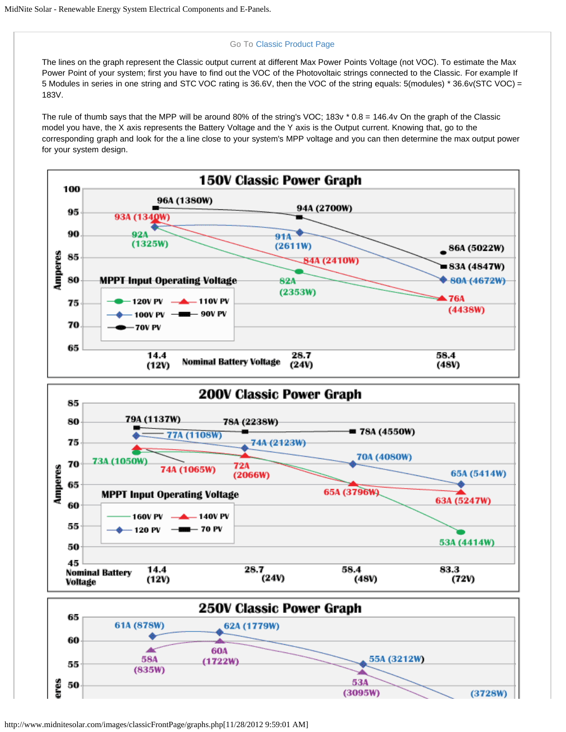Go To Classic Product Page

The lines on the graph represent the Classic output current at different Max Power Points Voltage (not VOC). To estimate the Max Power Point of your system; first you have to find out the VOC of the Photovoltaic strings connected to the Classic. For example If 5 Modules in series in one string and STC VOC rating is 36.6V, then the VOC of the string equals: 5(modules) * 36.6v(STC VOC) = 183V.

The rule of thumb says that the MPP will be around 80% of the string's VOC; 183v * 0.8 = 146.4v On the graph of the Classic model you have, the X axis represents the Battery Voltage and the Y axis is the Output current. Knowing that, go to the corresponding graph and look for the a line close to your system's MPP voltage and you can then determine the max output power for your system design.

## 150V Classic Power Graph

## 200V Classic Power Graph

## 250V Classic Power Graph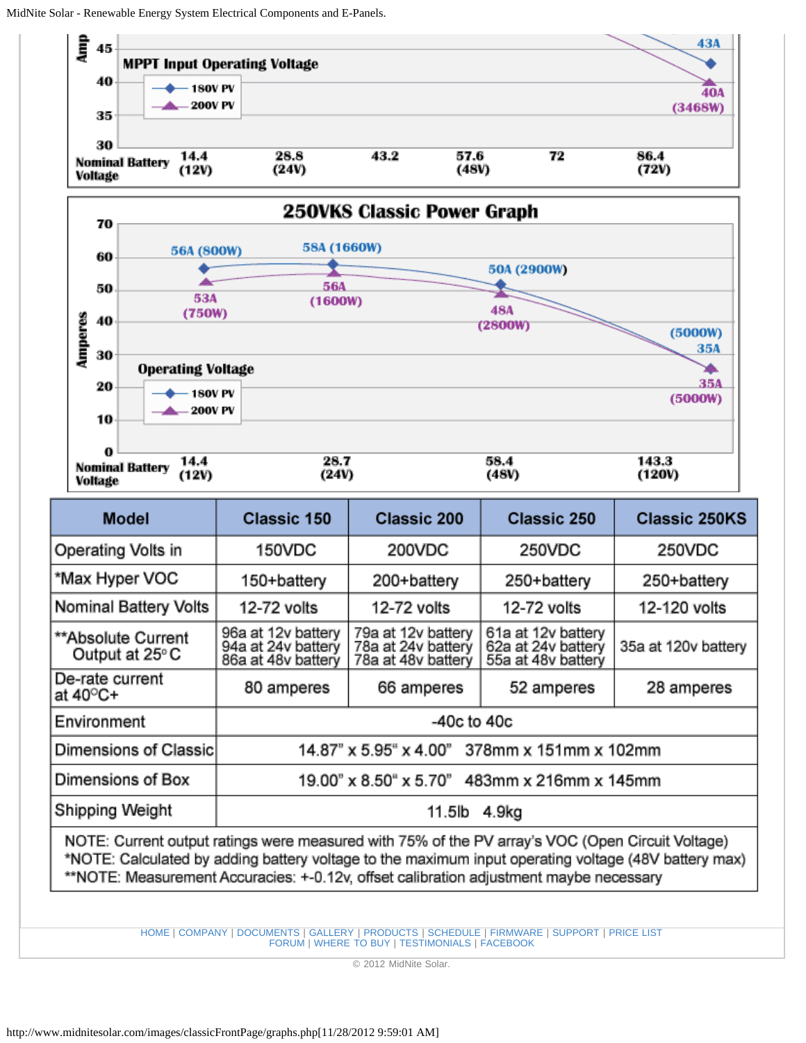Amp

45

MPPT Input Operating Voltage

40

35

30

180V PV
200V PV

43A
40A
(3468W)

Nominal Battery Voltage: 14.4 (12V), 28.8 (24V), 43.2, 57.6 (48V), 72, 86.4 (72V)

## 250VKS Classic Power Graph

Amperes: 70, 60, 50, 40, 30, 20, 10, 0

Operating Voltage
- 180V PV
- 200V PV

56A (800W)
53A (750W)
58A (1660W)
56A (1600W)
50A (2900W)
48A (2800W)
(5000W) 35A
35A (5000W)

Nominal Battery Voltage: 14.4 (12V), 28.7 (24V), 58.4 (48V), 143.3 (120V)

| Model | Classic 150 | Classic 200 | Classic 250 | Classic 250KS |
|---|---|---|---|---|
| Operating Volts in | 150VDC | 200VDC | 250VDC | 250VDC |
| *Max Hyper VOC | 150+battery | 200+battery | 250+battery | 250+battery |
| Nominal Battery Volts | 12-72 volts | 12-72 volts | 12-72 volts | 12-120 volts |
| **Absolute Current Output at 25° C | 96a at 12v battery<br>94a at 24v battery<br>86a at 48v battery | 79a at 12v battery<br>78a at 24v battery<br>78a at 48v battery | 61a at 12v battery<br>62a at 24v battery<br>55a at 48v battery | 35a at 120v battery |
| De-rate current at 40°C+ | 80 amperes | 66 amperes | 52 amperes | 28 amperes |
| Environment | -40c to 40c | | | |
| Dimensions of Classic | 14.87" x 5.95" x 4.00" 378mm x 151mm x 102mm | | | |
| Dimensions of Box | 19.00" x 8.50" x 5.70" 483mm x 216mm x 145mm | | | |
| Shipping Weight | 11.5lb 4.9kg | | | |

NOTE: Current output ratings were measured with 75% of the PV array's VOC (Open Circuit Voltage)
*NOTE: Calculated by adding battery voltage to the maximum input operating voltage (48V battery max)
**NOTE: Measurement Accuracies: +-0.12v, offset calibration adjustment maybe necessary

HOME | COMPANY | DOCUMENTS | GALLERY | PRODUCTS | SCHEDULE | FIRMWARE | SUPPORT | PRICE LIST
FORUM | WHERE TO BUY | TESTIMONIALS | FACEBOOK

© 2012 MidNite Solar.